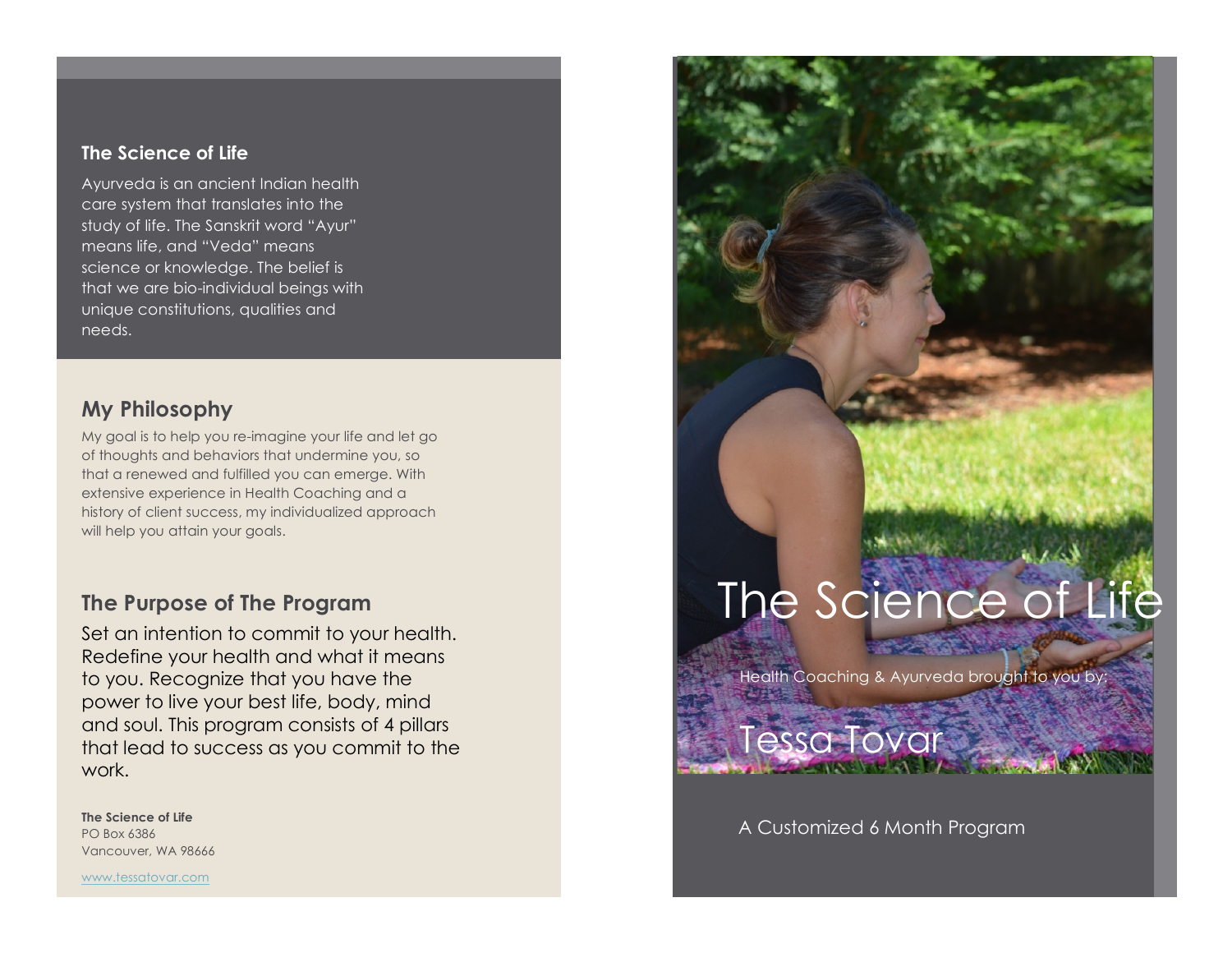### The Science of Life

Ayurveda is an ancient Indian health care system that translates into the study of life. The Sanskrit word "Ayur" means life, and "Veda" means science or knowledge. The belief is that we are bio-individual beings with unique constitutions, qualities and needs.

## My Philosophy

My goal is to help you re-imagine your life and let go of thoughts and behaviors that undermine you, so that a renewed and fulfilled you can emerge. With extensive experience in Health Coaching and a history of client success, my individualized approach will help you attain your goals.

## The Purpose of The Program

Set an intention to commit to your health. Redefine your health and what it means to you. Recognize that you have the power to live your best life, body, mind and soul. This program consists of 4 pillars that lead to success as you commit to the work.

**The Science of Life**
PO Box 6386
Vancouver, WA 98666

www.tessatovar.com

# The Science of Life

Health Coaching & Ayurveda brought to you by:

## Tessa Tovar

A Customized 6 Month Program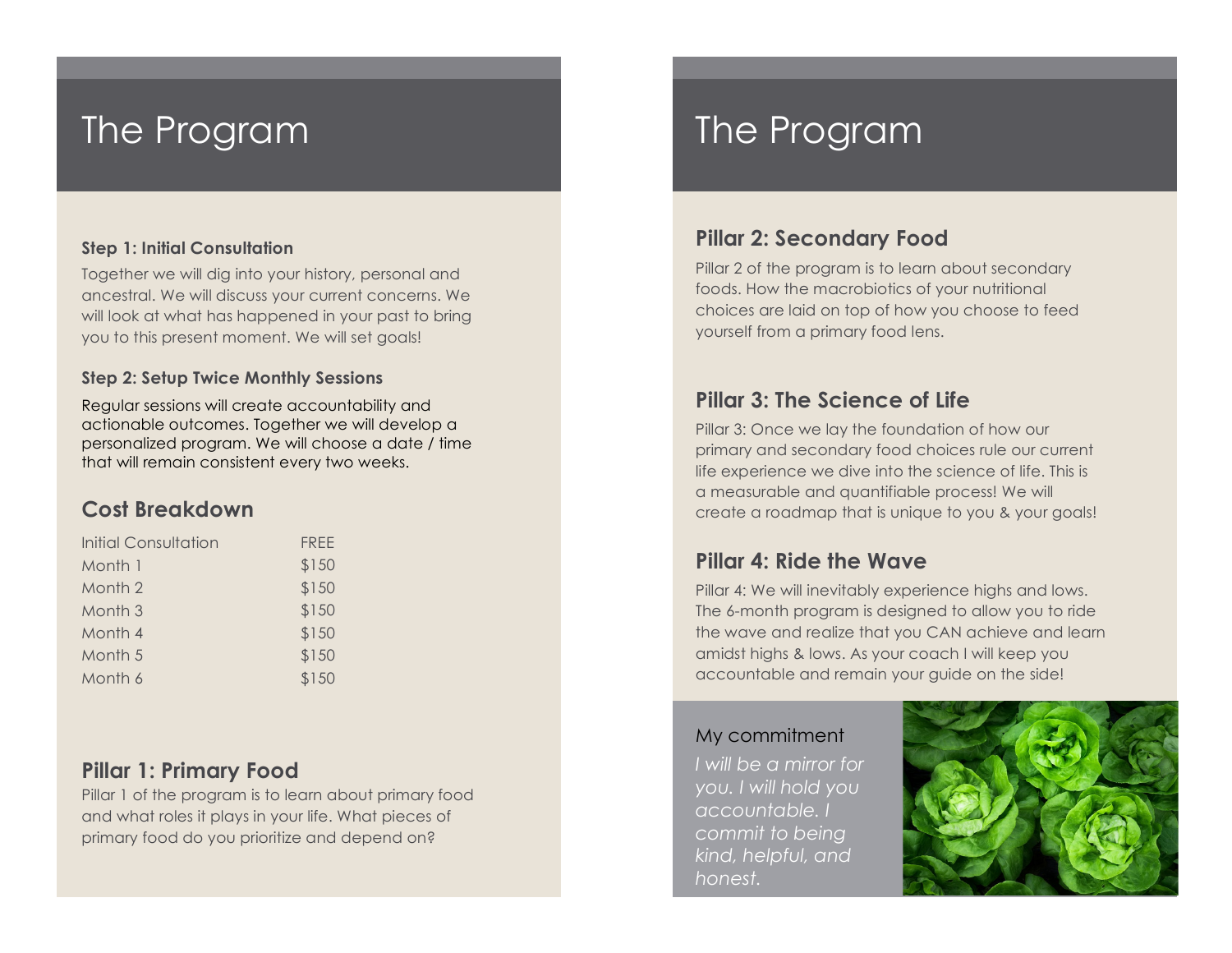# The Program

### Step 1: Initial Consultation

Together we will dig into your history, personal and ancestral. We will discuss your current concerns. We will look at what has happened in your past to bring you to this present moment. We will set goals!

### Step 2: Setup Twice Monthly Sessions

Regular sessions will create accountability and actionable outcomes. Together we will develop a personalized program. We will choose a date / time that will remain consistent every two weeks.

## Cost Breakdown

| | |
|---|---|
| Initial Consultation | FREE |
| Month 1 | $150 |
| Month 2 | $150 |
| Month 3 | $150 |
| Month 4 | $150 |
| Month 5 | $150 |
| Month 6 | $150 |

## Pillar 1: Primary Food

Pillar 1 of the program is to learn about primary food and what roles it plays in your life. What pieces of primary food do you prioritize and depend on?

# The Program

## Pillar 2: Secondary Food

Pillar 2 of the program is to learn about secondary foods. How the macrobiotics of your nutritional choices are laid on top of how you choose to feed yourself from a primary food lens.

## Pillar 3: The Science of Life

Pillar 3: Once we lay the foundation of how our primary and secondary food choices rule our current life experience we dive into the science of life. This is a measurable and quantifiable process! We will create a roadmap that is unique to you & your goals!

## Pillar 4: Ride the Wave

Pillar 4: We will inevitably experience highs and lows. The 6-month program is designed to allow you to ride the wave and realize that you CAN achieve and learn amidst highs & lows. As your coach I will keep you accountable and remain your guide on the side!

My commitment

*I will be a mirror for you. I will hold you accountable. I commit to being kind, helpful, and honest.*